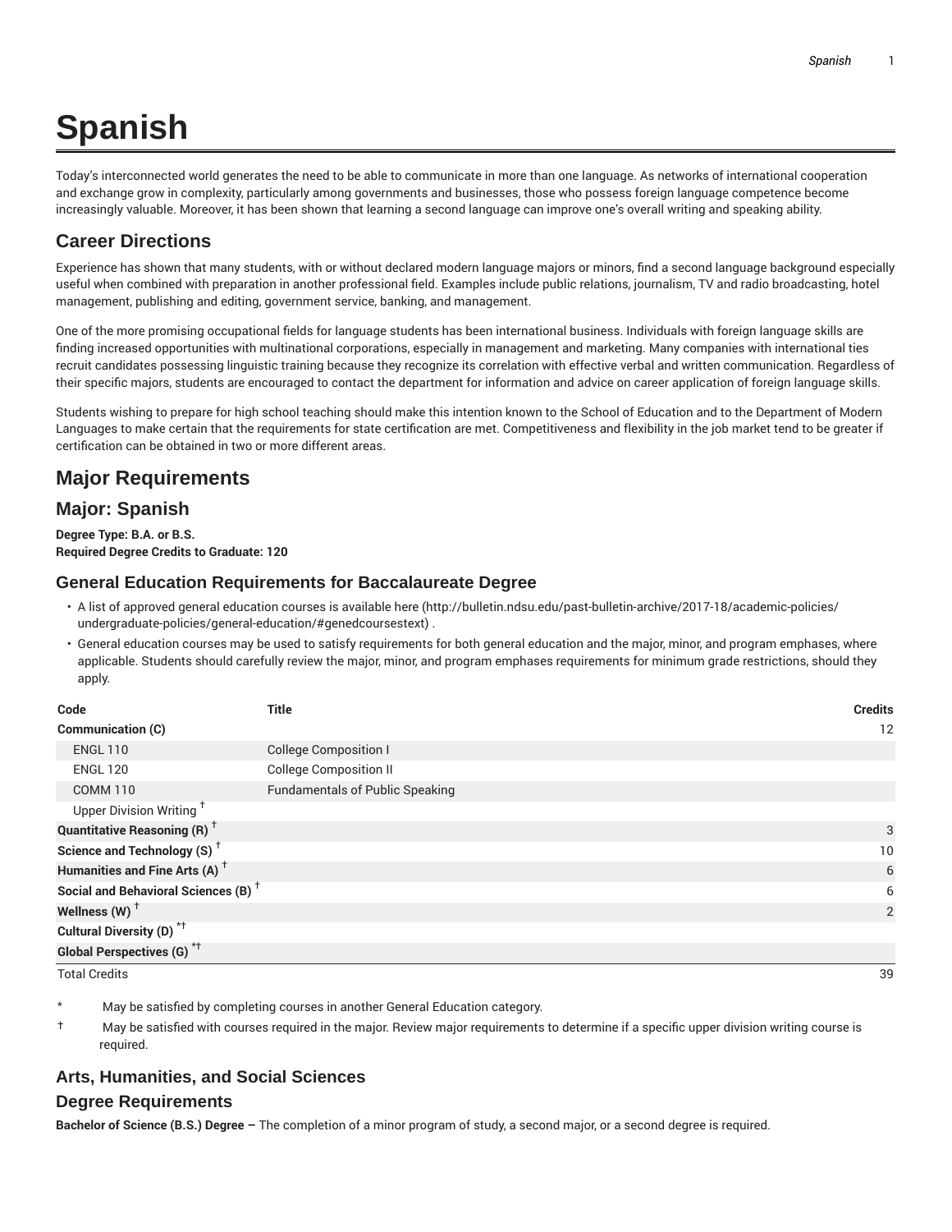# Spanish

Today's interconnected world generates the need to be able to communicate in more than one language. As networks of international cooperation and exchange grow in complexity, particularly among governments and businesses, those who possess foreign language competence become increasingly valuable. Moreover, it has been shown that learning a second language can improve one's overall writing and speaking ability.

## Career Directions

Experience has shown that many students, with or without declared modern language majors or minors, find a second language background especially useful when combined with preparation in another professional field. Examples include public relations, journalism, TV and radio broadcasting, hotel management, publishing and editing, government service, banking, and management.

One of the more promising occupational fields for language students has been international business. Individuals with foreign language skills are finding increased opportunities with multinational corporations, especially in management and marketing. Many companies with international ties recruit candidates possessing linguistic training because they recognize its correlation with effective verbal and written communication. Regardless of their specific majors, students are encouraged to contact the department for information and advice on career application of foreign language skills.

Students wishing to prepare for high school teaching should make this intention known to the School of Education and to the Department of Modern Languages to make certain that the requirements for state certification are met. Competitiveness and flexibility in the job market tend to be greater if certification can be obtained in two or more different areas.

## Major Requirements

## Major: Spanish

**Degree Type: B.A. or B.S.**
**Required Degree Credits to Graduate: 120**

### General Education Requirements for Baccalaureate Degree

- A list of approved general education courses is available here (http://bulletin.ndsu.edu/past-bulletin-archive/2017-18/academic-policies/undergraduate-policies/general-education/#genedcoursestext) .
- General education courses may be used to satisfy requirements for both general education and the major, minor, and program emphases, where applicable. Students should carefully review the major, minor, and program emphases requirements for minimum grade restrictions, should they apply.

| Code | Title | Credits |
|---|---|---|
| **Communication (C)** | | 12 |
| ENGL 110 | College Composition I | |
| ENGL 120 | College Composition II | |
| COMM 110 | Fundamentals of Public Speaking | |
| Upper Division Writing † | | |
| **Quantitative Reasoning (R) †** | | 3 |
| **Science and Technology (S) †** | | 10 |
| **Humanities and Fine Arts (A) †** | | 6 |
| **Social and Behavioral Sciences (B) †** | | 6 |
| **Wellness (W) †** | | 2 |
| **Cultural Diversity (D) *†** | | |
| **Global Perspectives (G) *†** | | |
| Total Credits | | 39 |

\* May be satisfied by completing courses in another General Education category.

† May be satisfied with courses required in the major. Review major requirements to determine if a specific upper division writing course is required.

### Arts, Humanities, and Social Sciences

### Degree Requirements

**Bachelor of Science (B.S.) Degree –** The completion of a minor program of study, a second major, or a second degree is required.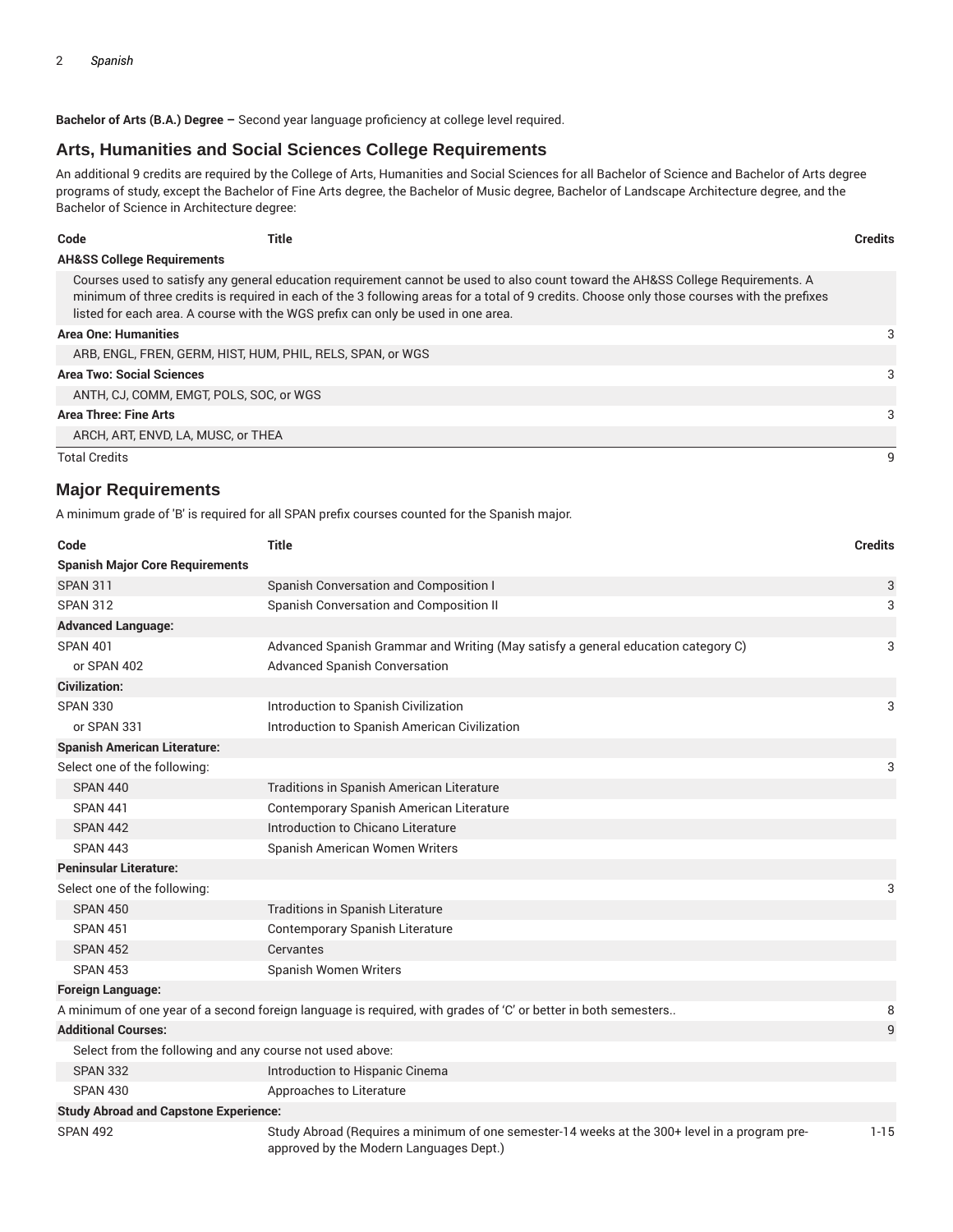**Bachelor of Arts (B.A.) Degree –** Second year language proficiency at college level required.

## Arts, Humanities and Social Sciences College Requirements

An additional 9 credits are required by the College of Arts, Humanities and Social Sciences for all Bachelor of Science and Bachelor of Arts degree programs of study, except the Bachelor of Fine Arts degree, the Bachelor of Music degree, Bachelor of Landscape Architecture degree, and the Bachelor of Science in Architecture degree:

| Code | Title | Credits |
| --- | --- | --- |
| **AH&SS College Requirements** | | |
| Courses used to satisfy any general education requirement cannot be used to also count toward the AH&SS College Requirements. A minimum of three credits is required in each of the 3 following areas for a total of 9 credits. Choose only those courses with the prefixes listed for each area. A course with the WGS prefix can only be used in one area. | | |
| **Area One: Humanities** | | 3 |
| ARB, ENGL, FREN, GERM, HIST, HUM, PHIL, RELS, SPAN, or WGS | | |
| **Area Two: Social Sciences** | | 3 |
| ANTH, CJ, COMM, EMGT, POLS, SOC, or WGS | | |
| **Area Three: Fine Arts** | | 3 |
| ARCH, ART, ENVD, LA, MUSC, or THEA | | |
| Total Credits | | 9 |

## Major Requirements

A minimum grade of 'B' is required for all SPAN prefix courses counted for the Spanish major.

| Code | Title | Credits |
| --- | --- | --- |
| **Spanish Major Core Requirements** | | |
| SPAN 311 | Spanish Conversation and Composition I | 3 |
| SPAN 312 | Spanish Conversation and Composition II | 3 |
| **Advanced Language:** | | |
| SPAN 401 | Advanced Spanish Grammar and Writing (May satisfy a general education category C) | 3 |
| or SPAN 402 | Advanced Spanish Conversation | |
| **Civilization:** | | |
| SPAN 330 | Introduction to Spanish Civilization | 3 |
| or SPAN 331 | Introduction to Spanish American Civilization | |
| **Spanish American Literature:** | | |
| Select one of the following: | | 3 |
| SPAN 440 | Traditions in Spanish American Literature | |
| SPAN 441 | Contemporary Spanish American Literature | |
| SPAN 442 | Introduction to Chicano Literature | |
| SPAN 443 | Spanish American Women Writers | |
| **Peninsular Literature:** | | |
| Select one of the following: | | 3 |
| SPAN 450 | Traditions in Spanish Literature | |
| SPAN 451 | Contemporary Spanish Literature | |
| SPAN 452 | Cervantes | |
| SPAN 453 | Spanish Women Writers | |
| **Foreign Language:** | | |
| A minimum of one year of a second foreign language is required, with grades of 'C' or better in both semesters.. | | 8 |
| **Additional Courses:** | | 9 |
| Select from the following and any course not used above: | | |
| SPAN 332 | Introduction to Hispanic Cinema | |
| SPAN 430 | Approaches to Literature | |
| **Study Abroad and Capstone Experience:** | | |
| SPAN 492 | Study Abroad (Requires a minimum of one semester-14 weeks at the 300+ level in a program pre-approved by the Modern Languages Dept.) | 1-15 |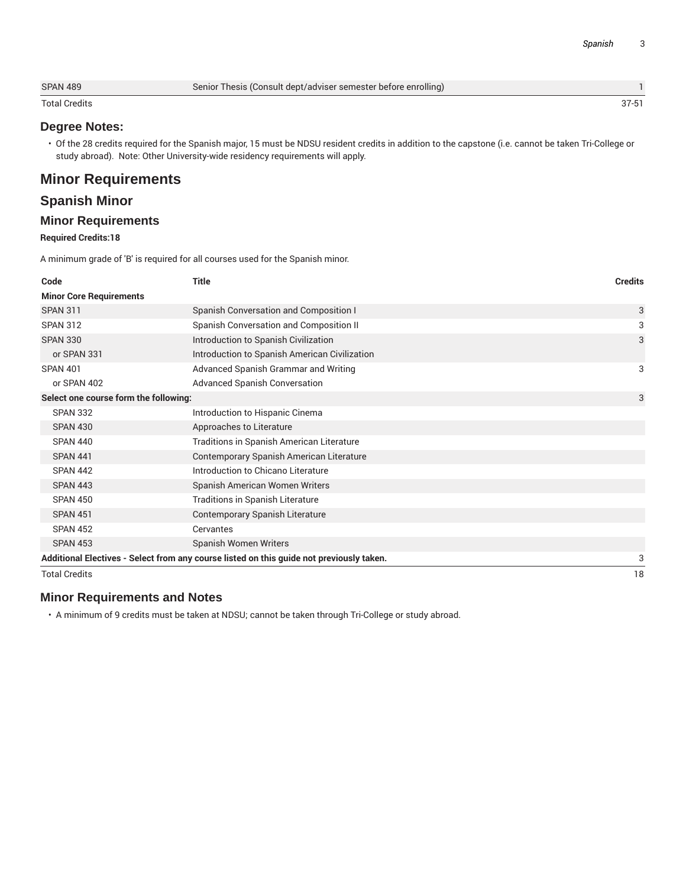| | | |
|---|---|---|
| SPAN 489 | Senior Thesis (Consult dept/adviser semester before enrolling) | 1 |
| Total Credits | | 37-51 |

### Degree Notes:

- Of the 28 credits required for the Spanish major, 15 must be NDSU resident credits in addition to the capstone (i.e. cannot be taken Tri-College or study abroad). Note: Other University-wide residency requirements will apply.

# Minor Requirements

## Spanish Minor

### Minor Requirements

**Required Credits:18**

A minimum grade of 'B' is required for all courses used for the Spanish minor.

| Code | Title | Credits |
|---|---|---|
| **Minor Core Requirements** | | |
| SPAN 311 | Spanish Conversation and Composition I | 3 |
| SPAN 312 | Spanish Conversation and Composition II | 3 |
| SPAN 330 | Introduction to Spanish Civilization | 3 |
| or SPAN 331 | Introduction to Spanish American Civilization | |
| SPAN 401 | Advanced Spanish Grammar and Writing | 3 |
| or SPAN 402 | Advanced Spanish Conversation | |
| **Select one course form the following:** | | 3 |
| SPAN 332 | Introduction to Hispanic Cinema | |
| SPAN 430 | Approaches to Literature | |
| SPAN 440 | Traditions in Spanish American Literature | |
| SPAN 441 | Contemporary Spanish American Literature | |
| SPAN 442 | Introduction to Chicano Literature | |
| SPAN 443 | Spanish American Women Writers | |
| SPAN 450 | Traditions in Spanish Literature | |
| SPAN 451 | Contemporary Spanish Literature | |
| SPAN 452 | Cervantes | |
| SPAN 453 | Spanish Women Writers | |
| **Additional Electives - Select from any course listed on this guide not previously taken.** | | 3 |
| Total Credits | | 18 |

### Minor Requirements and Notes

- A minimum of 9 credits must be taken at NDSU; cannot be taken through Tri-College or study abroad.